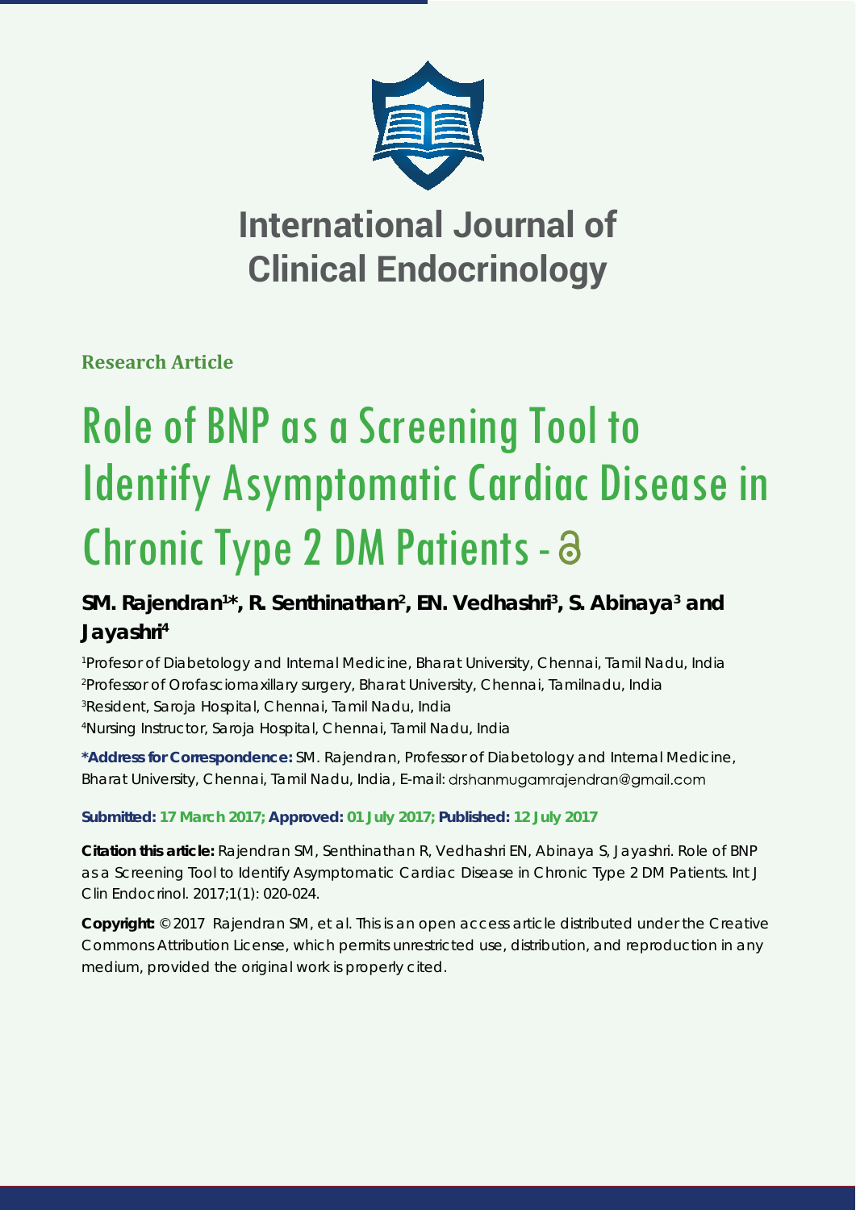# International Journal of Clinical Endocrinology

**Research Article**

# Role of BNP as a Screening Tool to Identify Asymptomatic Cardiac Disease in Chronic Type 2 DM Patients

## SM. Rajendran[1]*, R. Senthinathan[2], EN. Vedhashri[3], S. Abinaya[3] and Jayashri[4]

[1]Profesor of Diabetology and Internal Medicine, Bharat University, Chennai, Tamil Nadu, India
[2]Professor of Orofasciomaxillary surgery, Bharat University, Chennai, Tamilnadu, India
[3]Resident, Saroja Hospital, Chennai, Tamil Nadu, India
[4]Nursing Instructor, Saroja Hospital, Chennai, Tamil Nadu, India

**\*Address for Correspondence:** SM. Rajendran, Professor of Diabetology and Internal Medicine, Bharat University, Chennai, Tamil Nadu, India, E-mail: drshanmugamrajendran@gmail.com

**Submitted: 17 March 2017; Approved: 01 July 2017; Published: 12 July 2017**

**Citation this article:** Rajendran SM, Senthinathan R, Vedhashri EN, Abinaya S, Jayashri. Role of BNP as a Screening Tool to Identify Asymptomatic Cardiac Disease in Chronic Type 2 DM Patients. Int J Clin Endocrinol. 2017;1(1): 020-024.

**Copyright:** © 2017 Rajendran SM, et al. This is an open access article distributed under the Creative Commons Attribution License, which permits unrestricted use, distribution, and reproduction in any medium, provided the original work is properly cited.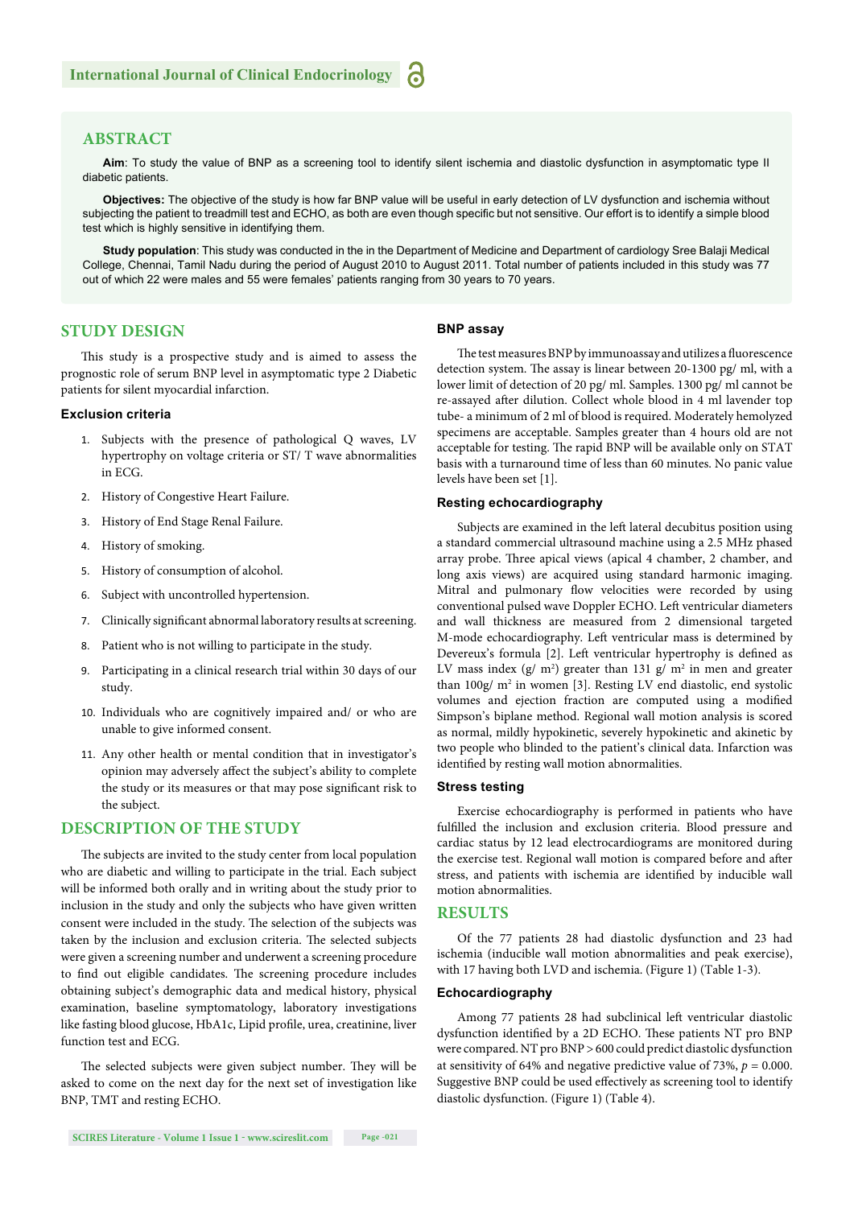## ABSTRACT

**Aim**: To study the value of BNP as a screening tool to identify silent ischemia and diastolic dysfunction in asymptomatic type II diabetic patients.

**Objectives:** The objective of the study is how far BNP value will be useful in early detection of LV dysfunction and ischemia without subjecting the patient to treadmill test and ECHO, as both are even though specific but not sensitive. Our effort is to identify a simple blood test which is highly sensitive in identifying them.

**Study population**: This study was conducted in the in the Department of Medicine and Department of cardiology Sree Balaji Medical College, Chennai, Tamil Nadu during the period of August 2010 to August 2011. Total number of patients included in this study was 77 out of which 22 were males and 55 were females' patients ranging from 30 years to 70 years.

## STUDY DESIGN

This study is a prospective study and is aimed to assess the prognostic role of serum BNP level in asymptomatic type 2 Diabetic patients for silent myocardial infarction.

### Exclusion criteria

1. Subjects with the presence of pathological Q waves, LV hypertrophy on voltage criteria or ST/ T wave abnormalities in ECG.
2. History of Congestive Heart Failure.
3. History of End Stage Renal Failure.
4. History of smoking.
5. History of consumption of alcohol.
6. Subject with uncontrolled hypertension.
7. Clinically significant abnormal laboratory results at screening.
8. Patient who is not willing to participate in the study.
9. Participating in a clinical research trial within 30 days of our study.
10. Individuals who are cognitively impaired and/ or who are unable to give informed consent.
11. Any other health or mental condition that in investigator's opinion may adversely affect the subject's ability to complete the study or its measures or that may pose significant risk to the subject.

## DESCRIPTION OF THE STUDY

The subjects are invited to the study center from local population who are diabetic and willing to participate in the trial. Each subject will be informed both orally and in writing about the study prior to inclusion in the study and only the subjects who have given written consent were included in the study. The selection of the subjects was taken by the inclusion and exclusion criteria. The selected subjects were given a screening number and underwent a screening procedure to find out eligible candidates. The screening procedure includes obtaining subject's demographic data and medical history, physical examination, baseline symptomatology, laboratory investigations like fasting blood glucose, HbA1c, Lipid profile, urea, creatinine, liver function test and ECG.

The selected subjects were given subject number. They will be asked to come on the next day for the next set of investigation like BNP, TMT and resting ECHO.

### BNP assay

The test measures BNP by immunoassay and utilizes a fluorescence detection system. The assay is linear between 20-1300 pg/ ml, with a lower limit of detection of 20 pg/ ml. Samples. 1300 pg/ ml cannot be re-assayed after dilution. Collect whole blood in 4 ml lavender top tube- a minimum of 2 ml of blood is required. Moderately hemolyzed specimens are acceptable. Samples greater than 4 hours old are not acceptable for testing. The rapid BNP will be available only on STAT basis with a turnaround time of less than 60 minutes. No panic value levels have been set [1].

### Resting echocardiography

Subjects are examined in the left lateral decubitus position using a standard commercial ultrasound machine using a 2.5 MHz phased array probe. Three apical views (apical 4 chamber, 2 chamber, and long axis views) are acquired using standard harmonic imaging. Mitral and pulmonary flow velocities were recorded by using conventional pulsed wave Doppler ECHO. Left ventricular diameters and wall thickness are measured from 2 dimensional targeted M-mode echocardiography. Left ventricular mass is determined by Devereux's formula [2]. Left ventricular hypertrophy is defined as LV mass index (g/ $m^2$) greater than 131 g/ $m^2$ in men and greater than 100g/ $m^2$ in women [3]. Resting LV end diastolic, end systolic volumes and ejection fraction are computed using a modified Simpson's biplane method. Regional wall motion analysis is scored as normal, mildly hypokinetic, severely hypokinetic and akinetic by two people who blinded to the patient's clinical data. Infarction was identified by resting wall motion abnormalities.

### Stress testing

Exercise echocardiography is performed in patients who have fulfilled the inclusion and exclusion criteria. Blood pressure and cardiac status by 12 lead electrocardiograms are monitored during the exercise test. Regional wall motion is compared before and after stress, and patients with ischemia are identified by inducible wall motion abnormalities.

## RESULTS

Of the 77 patients 28 had diastolic dysfunction and 23 had ischemia (inducible wall motion abnormalities and peak exercise), with 17 having both LVD and ischemia. (Figure 1) (Table 1-3).

### Echocardiography

Among 77 patients 28 had subclinical left ventricular diastolic dysfunction identified by a 2D ECHO. These patients NT pro BNP were compared. NT pro BNP > 600 could predict diastolic dysfunction at sensitivity of 64% and negative predictive value of 73%, $p = 0.000$. Suggestive BNP could be used effectively as screening tool to identify diastolic dysfunction. (Figure 1) (Table 4).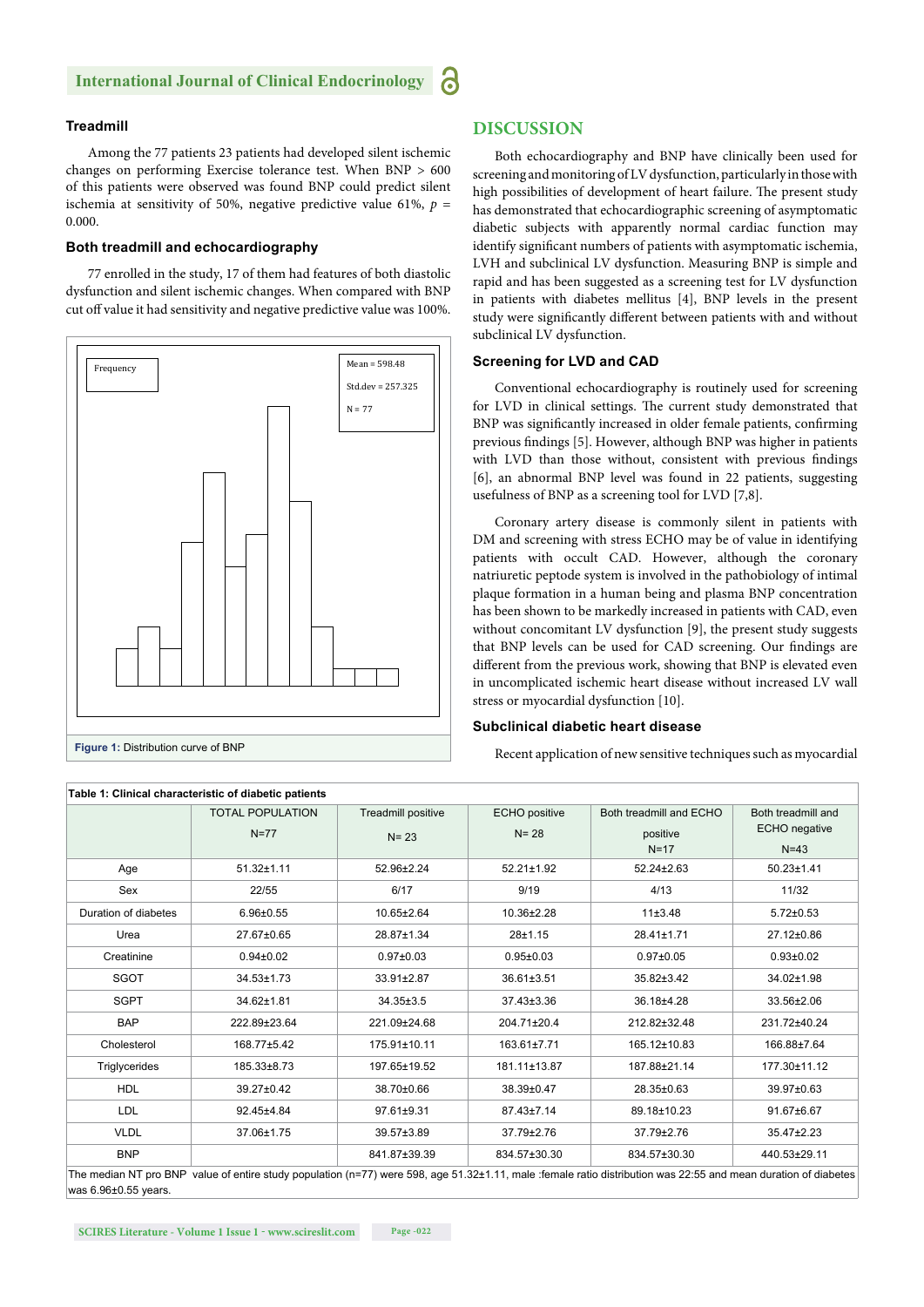### Treadmill

Among the 77 patients 23 patients had developed silent ischemic changes on performing Exercise tolerance test. When BNP > 600 of this patients were observed was found BNP could predict silent ischemia at sensitivity of 50%, negative predictive value 61%, $p = 0.000$.

### Both treadmill and echocardiography

77 enrolled in the study, 17 of them had features of both diastolic dysfunction and silent ischemic changes. When compared with BNP cut off value it had sensitivity and negative predictive value was 100%.

Frequency

Mean = 598.48

Std.dev = 257.325

N = 77

**Figure 1:** Distribution curve of BNP

## DISCUSSION

Both echocardiography and BNP have clinically been used for screening and monitoring of LV dysfunction, particularly in those with high possibilities of development of heart failure. The present study has demonstrated that echocardiographic screening of asymptomatic diabetic subjects with apparently normal cardiac function may identify significant numbers of patients with asymptomatic ischemia, LVH and subclinical LV dysfunction. Measuring BNP is simple and rapid and has been suggested as a screening test for LV dysfunction in patients with diabetes mellitus [4], BNP levels in the present study were significantly different between patients with and without subclinical LV dysfunction.

### Screening for LVD and CAD

Conventional echocardiography is routinely used for screening for LVD in clinical settings. The current study demonstrated that BNP was significantly increased in older female patients, confirming previous findings [5]. However, although BNP was higher in patients with LVD than those without, consistent with previous findings [6], an abnormal BNP level was found in 22 patients, suggesting usefulness of BNP as a screening tool for LVD [7,8].

Coronary artery disease is commonly silent in patients with DM and screening with stress ECHO may be of value in identifying patients with occult CAD. However, although the coronary natriuretic peptode system is involved in the pathobiology of intimal plaque formation in a human being and plasma BNP concentration has been shown to be markedly increased in patients with CAD, even without concomitant LV dysfunction [9], the present study suggests that BNP levels can be used for CAD screening. Our findings are different from the previous work, showing that BNP is elevated even in uncomplicated ischemic heart disease without increased LV wall stress or myocardial dysfunction [10].

### Subclinical diabetic heart disease

Recent application of new sensitive techniques such as myocardial

**Table 1: Clinical characteristic of diabetic patients**

| | TOTAL POPULATION N=77 | Treadmill positive N= 23 | ECHO positive N= 28 | Both treadmill and ECHO positive N=17 | Both treadmill and ECHO negative N=43 |
|---|---|---|---|---|---|
| Age | 51.32±1.11 | 52.96±2.24 | 52.21±1.92 | 52.24±2.63 | 50.23±1.41 |
| Sex | 22/55 | 6/17 | 9/19 | 4/13 | 11/32 |
| Duration of diabetes | 6.96±0.55 | 10.65±2.64 | 10.36±2.28 | 11±3.48 | 5.72±0.53 |
| Urea | 27.67±0.65 | 28.87±1.34 | 28±1.15 | 28.41±1.71 | 27.12±0.86 |
| Creatinine | 0.94±0.02 | 0.97±0.03 | 0.95±0.03 | 0.97±0.05 | 0.93±0.02 |
| SGOT | 34.53±1.73 | 33.91±2.87 | 36.61±3.51 | 35.82±3.42 | 34.02±1.98 |
| SGPT | 34.62±1.81 | 34.35±3.5 | 37.43±3.36 | 36.18±4.28 | 33.56±2.06 |
| BAP | 222.89±23.64 | 221.09±24.68 | 204.71±20.4 | 212.82±32.48 | 231.72±40.24 |
| Cholesterol | 168.77±5.42 | 175.91±10.11 | 163.61±7.71 | 165.12±10.83 | 166.88±7.64 |
| Triglycerides | 185.33±8.73 | 197.65±19.52 | 181.11±13.87 | 187.88±21.14 | 177.30±11.12 |
| HDL | 39.27±0.42 | 38.70±0.66 | 38.39±0.47 | 28.35±0.63 | 39.97±0.63 |
| LDL | 92.45±4.84 | 97.61±9.31 | 87.43±7.14 | 89.18±10.23 | 91.67±6.67 |
| VLDL | 37.06±1.75 | 39.57±3.89 | 37.79±2.76 | 37.79±2.76 | 35.47±2.23 |
| BNP | | 841.87±39.39 | 834.57±30.30 | 834.57±30.30 | 440.53±29.11 |

The median NT pro BNP value of entire study population (n=77) were 598, age 51.32±1.11, male :female ratio distribution was 22:55 and mean duration of diabetes was 6.96±0.55 years.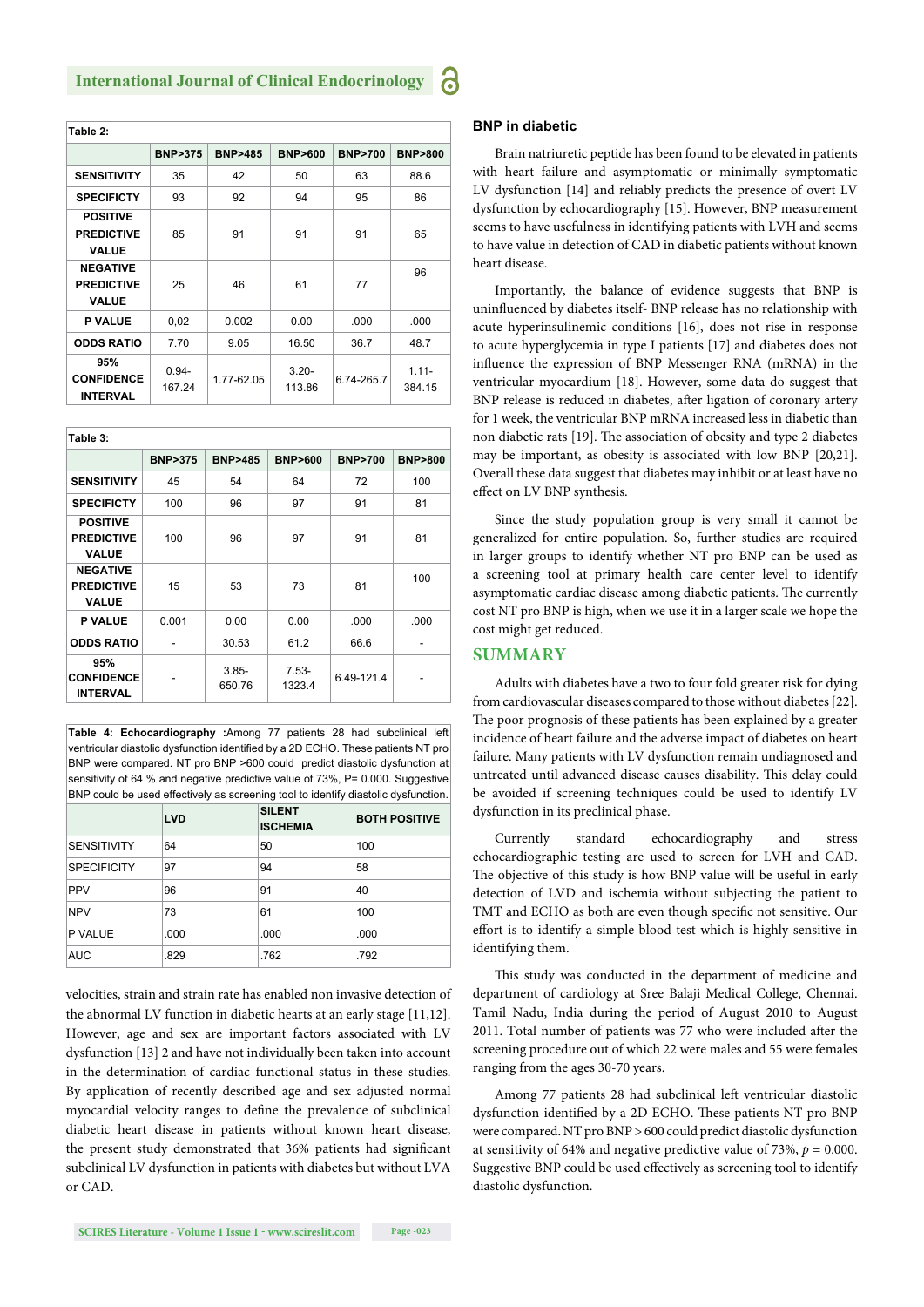**Table 2:**

| | BNP>375 | BNP>485 | BNP>600 | BNP>700 | BNP>800 |
|---|---|---|---|---|---|
| SENSITIVITY | 35 | 42 | 50 | 63 | 88.6 |
| SPECIFICITY | 93 | 92 | 94 | 95 | 86 |
| POSITIVE PREDICTIVE VALUE | 85 | 91 | 91 | 91 | 65 |
| NEGATIVE PREDICTIVE VALUE | 25 | 46 | 61 | 77 | 96 |
| P VALUE | 0,02 | 0.002 | 0.00 | .000 | .000 |
| ODDS RATIO | 7.70 | 9.05 | 16.50 | 36.7 | 48.7 |
| 95% CONFIDENCE INTERVAL | 0.94-167.24 | 1.77-62.05 | 3.20-113.86 | 6.74-265.7 | 1.11-384.15 |

**Table 3:**

| | BNP>375 | BNP>485 | BNP>600 | BNP>700 | BNP>800 |
|---|---|---|---|---|---|
| SENSITIVITY | 45 | 54 | 64 | 72 | 100 |
| SPECIFICITY | 100 | 96 | 97 | 91 | 81 |
| POSITIVE PREDICTIVE VALUE | 100 | 96 | 97 | 91 | 81 |
| NEGATIVE PREDICTIVE VALUE | 15 | 53 | 73 | 81 | 100 |
| P VALUE | 0.001 | 0.00 | 0.00 | .000 | .000 |
| ODDS RATIO | - | 30.53 | 61.2 | 66.6 | - |
| 95% CONFIDENCE INTERVAL | - | 3.85-650.76 | 7.53-1323.4 | 6.49-121.4 | - |

**Table 4: Echocardiography :**Among 77 patients 28 had subclinical left ventricular diastolic dysfunction identified by a 2D ECHO. These patients NT pro BNP were compared. NT pro BNP >600 could predict diastolic dysfunction at sensitivity of 64 % and negative predictive value of 73%, P= 0.000. Suggestive BNP could be used effectively as screening tool to identify diastolic dysfunction.

| | LVD | SILENT ISCHEMIA | BOTH POSITIVE |
|---|---|---|---|
| SENSITIVITY | 64 | 50 | 100 |
| SPECIFICITY | 97 | 94 | 58 |
| PPV | 96 | 91 | 40 |
| NPV | 73 | 61 | 100 |
| P VALUE | .000 | .000 | .000 |
| AUC | .829 | .762 | .792 |

velocities, strain and strain rate has enabled non invasive detection of the abnormal LV function in diabetic hearts at an early stage [11,12]. However, age and sex are important factors associated with LV dysfunction [13] 2 and have not individually been taken into account in the determination of cardiac functional status in these studies. By application of recently described age and sex adjusted normal myocardial velocity ranges to define the prevalence of subclinical diabetic heart disease in patients without known heart disease, the present study demonstrated that 36% patients had significant subclinical LV dysfunction in patients with diabetes but without LVA or CAD.

### BNP in diabetic

Brain natriuretic peptide has been found to be elevated in patients with heart failure and asymptomatic or minimally symptomatic LV dysfunction [14] and reliably predicts the presence of overt LV dysfunction by echocardiography [15]. However, BNP measurement seems to have usefulness in identifying patients with LVH and seems to have value in detection of CAD in diabetic patients without known heart disease.

Importantly, the balance of evidence suggests that BNP is uninfluenced by diabetes itself- BNP release has no relationship with acute hyperinsulinemic conditions [16], does not rise in response to acute hyperglycemia in type I patients [17] and diabetes does not influence the expression of BNP Messenger RNA (mRNA) in the ventricular myocardium [18]. However, some data do suggest that BNP release is reduced in diabetes, after ligation of coronary artery for 1 week, the ventricular BNP mRNA increased less in diabetic than non diabetic rats [19]. The association of obesity and type 2 diabetes may be important, as obesity is associated with low BNP [20,21]. Overall these data suggest that diabetes may inhibit or at least have no effect on LV BNP synthesis.

Since the study population group is very small it cannot be generalized for entire population. So, further studies are required in larger groups to identify whether NT pro BNP can be used as a screening tool at primary health care center level to identify asymptomatic cardiac disease among diabetic patients. The currently cost NT pro BNP is high, when we use it in a larger scale we hope the cost might get reduced.

## SUMMARY

Adults with diabetes have a two to four fold greater risk for dying from cardiovascular diseases compared to those without diabetes [22]. The poor prognosis of these patients has been explained by a greater incidence of heart failure and the adverse impact of diabetes on heart failure. Many patients with LV dysfunction remain undiagnosed and untreated until advanced disease causes disability. This delay could be avoided if screening techniques could be used to identify LV dysfunction in its preclinical phase.

Currently standard echocardiography and stress echocardiographic testing are used to screen for LVH and CAD. The objective of this study is how BNP value will be useful in early detection of LVD and ischemia without subjecting the patient to TMT and ECHO as both are even though specific not sensitive. Our effort is to identify a simple blood test which is highly sensitive in identifying them.

This study was conducted in the department of medicine and department of cardiology at Sree Balaji Medical College, Chennai. Tamil Nadu, India during the period of August 2010 to August 2011. Total number of patients was 77 who were included after the screening procedure out of which 22 were males and 55 were females ranging from the ages 30-70 years.

Among 77 patients 28 had subclinical left ventricular diastolic dysfunction identified by a 2D ECHO. These patients NT pro BNP were compared. NT pro BNP > 600 could predict diastolic dysfunction at sensitivity of 64% and negative predictive value of 73%, $p$ = 0.000. Suggestive BNP could be used effectively as screening tool to identify diastolic dysfunction.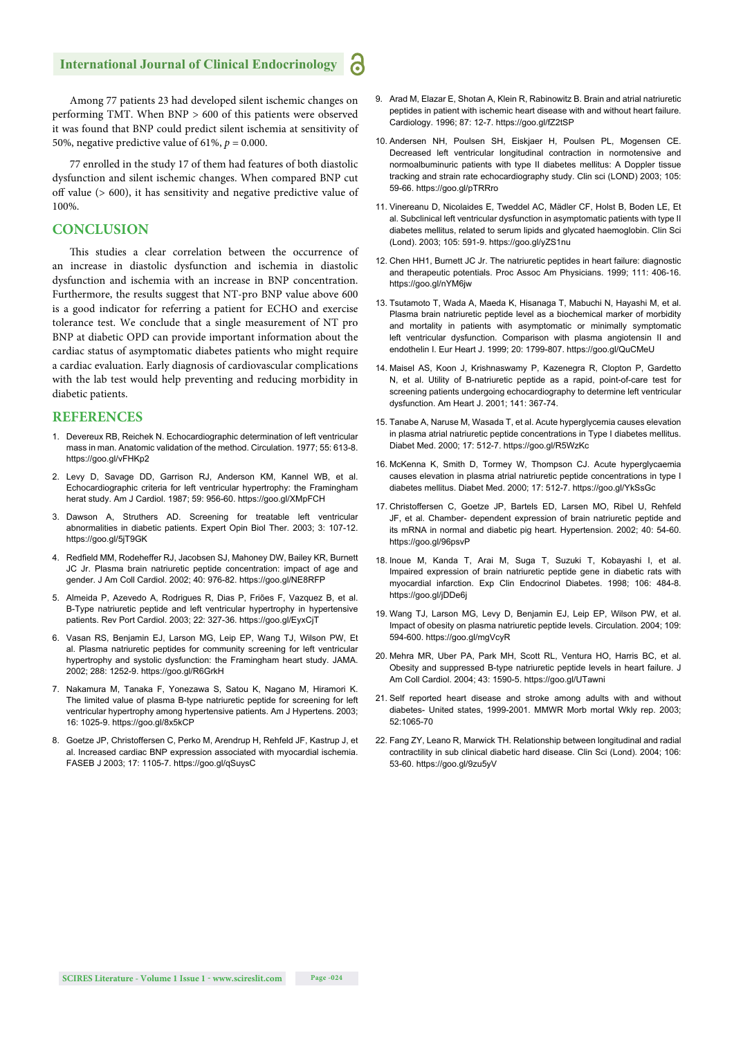Among 77 patients 23 had developed silent ischemic changes on performing TMT. When BNP > 600 of this patients were observed it was found that BNP could predict silent ischemia at sensitivity of 50%, negative predictive value of 61%, $p = 0.000$.

77 enrolled in the study 17 of them had features of both diastolic dysfunction and silent ischemic changes. When compared BNP cut off value (> 600), it has sensitivity and negative predictive value of 100%.

## CONCLUSION

This studies a clear correlation between the occurrence of an increase in diastolic dysfunction and ischemia in diastolic dysfunction and ischemia with an increase in BNP concentration. Furthermore, the results suggest that NT-pro BNP value above 600 is a good indicator for referring a patient for ECHO and exercise tolerance test. We conclude that a single measurement of NT pro BNP at diabetic OPD can provide important information about the cardiac status of asymptomatic diabetes patients who might require a cardiac evaluation. Early diagnosis of cardiovascular complications with the lab test would help preventing and reducing morbidity in diabetic patients.

## REFERENCES

1. Devereux RB, Reichek N. Echocardiographic determination of left ventricular mass in man. Anatomic validation of the method. Circulation. 1977; 55: 613-8. https://goo.gl/vFHKp2
2. Levy D, Savage DD, Garrison RJ, Anderson KM, Kannel WB, et al. Echocardiographic criteria for left ventricular hypertrophy: the Framingham herat study. Am J Cardiol. 1987; 59: 956-60. https://goo.gl/XMpFCH
3. Dawson A, Struthers AD. Screening for treatable left ventricular abnormalities in diabetic patients. Expert Opin Biol Ther. 2003; 3: 107-12. https://goo.gl/5jT9GK
4. Redfield MM, Rodeheffer RJ, Jacobsen SJ, Mahoney DW, Bailey KR, Burnett JC Jr. Plasma brain natriuretic peptide concentration: impact of age and gender. J Am Coll Cardiol. 2002; 40: 976-82. https://goo.gl/NE8RFP
5. Almeida P, Azevedo A, Rodrigues R, Dias P, Friões F, Vazquez B, et al. B-Type natriuretic peptide and left ventricular hypertrophy in hypertensive patients. Rev Port Cardiol. 2003; 22: 327-36. https://goo.gl/EyxCjT
6. Vasan RS, Benjamin EJ, Larson MG, Leip EP, Wang TJ, Wilson PW, Et al. Plasma natriuretic peptides for community screening for left ventricular hypertrophy and systolic dysfunction: the Framingham heart study. JAMA. 2002; 288: 1252-9. https://goo.gl/R6GrkH
7. Nakamura M, Tanaka F, Yonezawa S, Satou K, Nagano M, Hiramori K. The limited value of plasma B-type natriuretic peptide for screening for left ventricular hypertrophy among hypertensive patients. Am J Hypertens. 2003; 16: 1025-9. https://goo.gl/8x5kCP
8. Goetze JP, Christoffersen C, Perko M, Arendrup H, Rehfeld JF, Kastrup J, et al. Increased cardiac BNP expression associated with myocardial ischemia. FASEB J 2003; 17: 1105-7. https://goo.gl/qSuysC
9. Arad M, Elazar E, Shotan A, Klein R, Rabinowitz B. Brain and atrial natriuretic peptides in patient with ischemic heart disease with and without heart failure. Cardiology. 1996; 87: 12-7. https://goo.gl/fZ2tSP
10. Andersen NH, Poulsen SH, Eiskjaer H, Poulsen PL, Mogensen CE. Decreased left ventricular longitudinal contraction in normotensive and normoalbuminuric patients with type II diabetes mellitus: A Doppler tissue tracking and strain rate echocardiography study. Clin sci (LOND) 2003; 105: 59-66. https://goo.gl/pTRRro
11. Vinereanu D, Nicolaides E, Tweddel AC, Mädler CF, Holst B, Boden LE, Et al. Subclinical left ventricular dysfunction in asymptomatic patients with type II diabetes mellitus, related to serum lipids and glycated haemoglobin. Clin Sci (Lond). 2003; 105: 591-9. https://goo.gl/yZS1nu
12. Chen HH1, Burnett JC Jr. The natriuretic peptides in heart failure: diagnostic and therapeutic potentials. Proc Assoc Am Physicians. 1999; 111: 406-16. https://goo.gl/nYM6jw
13. Tsutamoto T, Wada A, Maeda K, Hisanaga T, Mabuchi N, Hayashi M, et al. Plasma brain natriuretic peptide level as a biochemical marker of morbidity and mortality in patients with asymptomatic or minimally symptomatic left ventricular dysfunction. Comparison with plasma angiotensin II and endothelin I. Eur Heart J. 1999; 20: 1799-807. https://goo.gl/QuCMeU
14. Maisel AS, Koon J, Krishnaswamy P, Kazenegra R, Clopton P, Gardetto N, et al. Utility of B-natriuretic peptide as a rapid, point-of-care test for screening patients undergoing echocardiography to determine left ventricular dysfunction. Am Heart J. 2001; 141: 367-74.
15. Tanabe A, Naruse M, Wasada T, et al. Acute hyperglycemia causes elevation in plasma atrial natriuretic peptide concentrations in Type I diabetes mellitus. Diabet Med. 2000; 17: 512-7. https://goo.gl/R5WzKc
16. McKenna K, Smith D, Tormey W, Thompson CJ. Acute hyperglycaemia causes elevation in plasma atrial natriuretic peptide concentrations in type I diabetes mellitus. Diabet Med. 2000; 17: 512-7. https://goo.gl/YkSsGc
17. Christoffersen C, Goetze JP, Bartels ED, Larsen MO, Ribel U, Rehfeld JF, et al. Chamber- dependent expression of brain natriuretic peptide and its mRNA in normal and diabetic pig heart. Hypertension. 2002; 40: 54-60. https://goo.gl/96psvP
18. Inoue M, Kanda T, Arai M, Suga T, Suzuki T, Kobayashi I, et al. Impaired expression of brain natriuretic peptide gene in diabetic rats with myocardial infarction. Exp Clin Endocrinol Diabetes. 1998; 106: 484-8. https://goo.gl/jDDe6j
19. Wang TJ, Larson MG, Levy D, Benjamin EJ, Leip EP, Wilson PW, et al. Impact of obesity on plasma natriuretic peptide levels. Circulation. 2004; 109: 594-600. https://goo.gl/mgVcyR
20. Mehra MR, Uber PA, Park MH, Scott RL, Ventura HO, Harris BC, et al. Obesity and suppressed B-type natriuretic peptide levels in heart failure. J Am Coll Cardiol. 2004; 43: 1590-5. https://goo.gl/UTawni
21. Self reported heart disease and stroke among adults with and without diabetes- United states, 1999-2001. MMWR Morb mortal Wkly rep. 2003; 52:1065-70
22. Fang ZY, Leano R, Marwick TH. Relationship between longitudinal and radial contractility in sub clinical diabetic hard disease. Clin Sci (Lond). 2004; 106: 53-60. https://goo.gl/9zu5yV